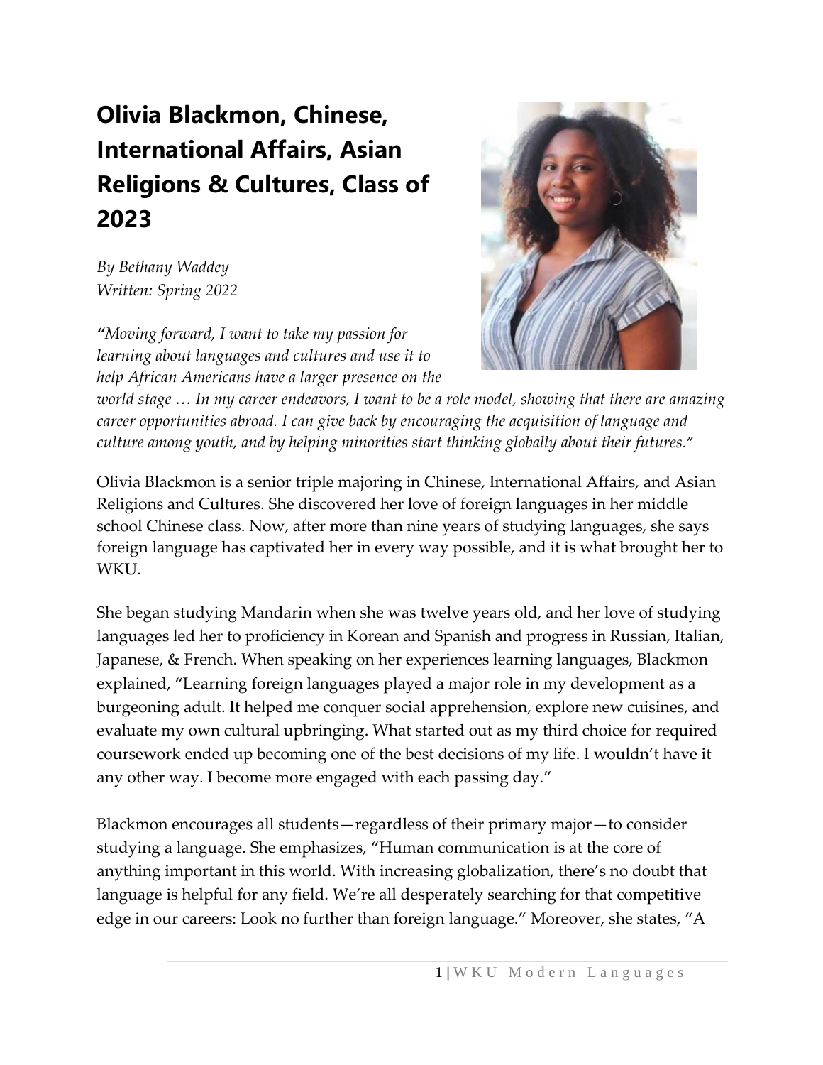# Olivia Blackmon, Chinese, International Affairs, Asian Religions & Cultures, Class of 2023

*By Bethany Waddey*
*Written: Spring 2022*

*"Moving forward, I want to take my passion for learning about languages and cultures and use it to help African Americans have a larger presence on the world stage … In my career endeavors, I want to be a role model, showing that there are amazing career opportunities abroad. I can give back by encouraging the acquisition of language and culture among youth, and by helping minorities start thinking globally about their futures."*

Olivia Blackmon is a senior triple majoring in Chinese, International Affairs, and Asian Religions and Cultures. She discovered her love of foreign languages in her middle school Chinese class. Now, after more than nine years of studying languages, she says foreign language has captivated her in every way possible, and it is what brought her to WKU.

She began studying Mandarin when she was twelve years old, and her love of studying languages led her to proficiency in Korean and Spanish and progress in Russian, Italian, Japanese, & French. When speaking on her experiences learning languages, Blackmon explained, "Learning foreign languages played a major role in my development as a burgeoning adult. It helped me conquer social apprehension, explore new cuisines, and evaluate my own cultural upbringing. What started out as my third choice for required coursework ended up becoming one of the best decisions of my life. I wouldn't have it any other way. I become more engaged with each passing day."

Blackmon encourages all students—regardless of their primary major—to consider studying a language. She emphasizes, "Human communication is at the core of anything important in this world. With increasing globalization, there's no doubt that language is helpful for any field. We're all desperately searching for that competitive edge in our careers: Look no further than foreign language." Moreover, she states, "A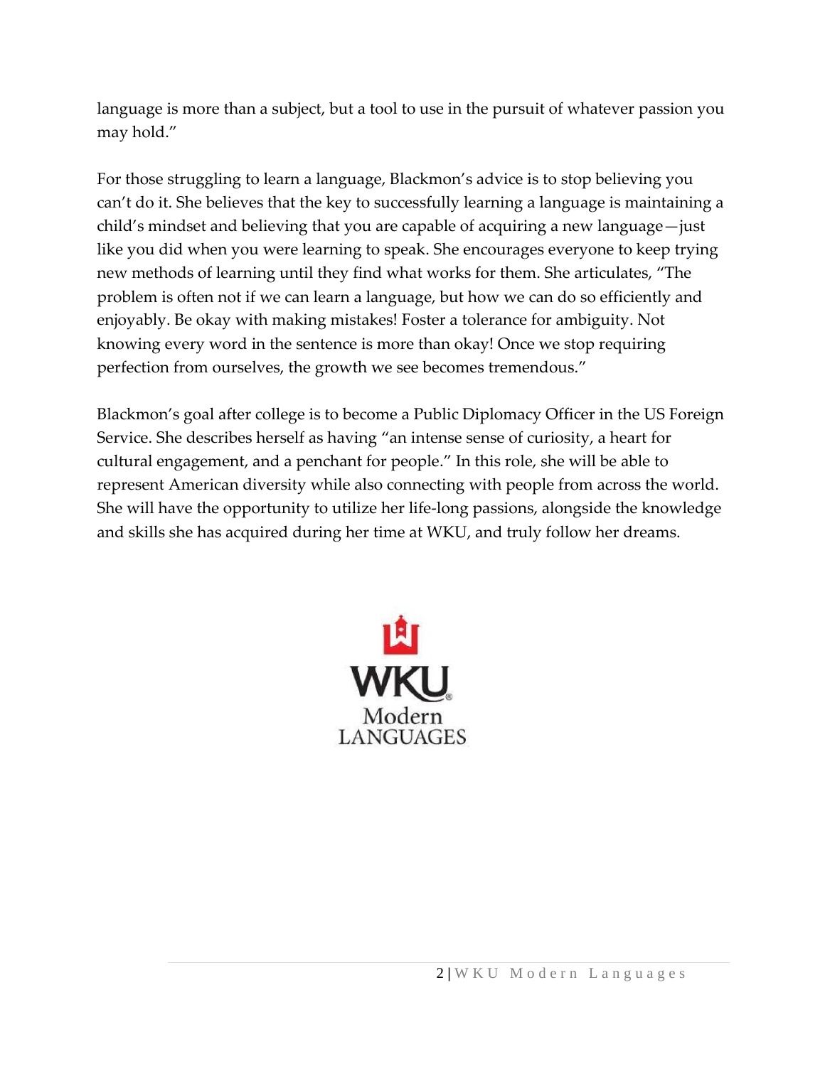language is more than a subject, but a tool to use in the pursuit of whatever passion you may hold."

For those struggling to learn a language, Blackmon's advice is to stop believing you can't do it. She believes that the key to successfully learning a language is maintaining a child's mindset and believing that you are capable of acquiring a new language—just like you did when you were learning to speak. She encourages everyone to keep trying new methods of learning until they find what works for them. She articulates, "The problem is often not if we can learn a language, but how we can do so efficiently and enjoyably. Be okay with making mistakes! Foster a tolerance for ambiguity. Not knowing every word in the sentence is more than okay! Once we stop requiring perfection from ourselves, the growth we see becomes tremendous."

Blackmon's goal after college is to become a Public Diplomacy Officer in the US Foreign Service. She describes herself as having "an intense sense of curiosity, a heart for cultural engagement, and a penchant for people." In this role, she will be able to represent American diversity while also connecting with people from across the world. She will have the opportunity to utilize her life-long passions, alongside the knowledge and skills she has acquired during her time at WKU, and truly follow her dreams.

WKU
Modern
LANGUAGES